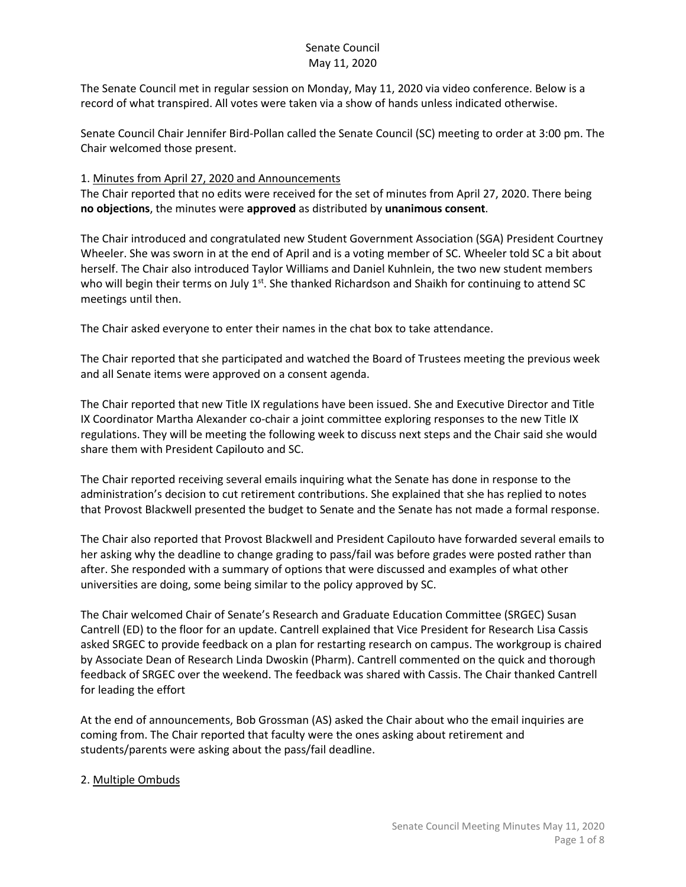Senate Council
May 11, 2020

The Senate Council met in regular session on Monday, May 11, 2020 via video conference. Below is a record of what transpired. All votes were taken via a show of hands unless indicated otherwise.

Senate Council Chair Jennifer Bird-Pollan called the Senate Council (SC) meeting to order at 3:00 pm. The Chair welcomed those present.

1. Minutes from April 27, 2020 and Announcements

The Chair reported that no edits were received for the set of minutes from April 27, 2020. There being **no objections**, the minutes were **approved** as distributed by **unanimous consent**.

The Chair introduced and congratulated new Student Government Association (SGA) President Courtney Wheeler. She was sworn in at the end of April and is a voting member of SC. Wheeler told SC a bit about herself. The Chair also introduced Taylor Williams and Daniel Kuhnlein, the two new student members who will begin their terms on July 1st. She thanked Richardson and Shaikh for continuing to attend SC meetings until then.

The Chair asked everyone to enter their names in the chat box to take attendance.

The Chair reported that she participated and watched the Board of Trustees meeting the previous week and all Senate items were approved on a consent agenda.

The Chair reported that new Title IX regulations have been issued. She and Executive Director and Title IX Coordinator Martha Alexander co-chair a joint committee exploring responses to the new Title IX regulations. They will be meeting the following week to discuss next steps and the Chair said she would share them with President Capilouto and SC.

The Chair reported receiving several emails inquiring what the Senate has done in response to the administration's decision to cut retirement contributions. She explained that she has replied to notes that Provost Blackwell presented the budget to Senate and the Senate has not made a formal response.

The Chair also reported that Provost Blackwell and President Capilouto have forwarded several emails to her asking why the deadline to change grading to pass/fail was before grades were posted rather than after. She responded with a summary of options that were discussed and examples of what other universities are doing, some being similar to the policy approved by SC.

The Chair welcomed Chair of Senate's Research and Graduate Education Committee (SRGEC) Susan Cantrell (ED) to the floor for an update. Cantrell explained that Vice President for Research Lisa Cassis asked SRGEC to provide feedback on a plan for restarting research on campus. The workgroup is chaired by Associate Dean of Research Linda Dwoskin (Pharm). Cantrell commented on the quick and thorough feedback of SRGEC over the weekend. The feedback was shared with Cassis. The Chair thanked Cantrell for leading the effort

At the end of announcements, Bob Grossman (AS) asked the Chair about who the email inquiries are coming from. The Chair reported that faculty were the ones asking about retirement and students/parents were asking about the pass/fail deadline.

2. Multiple Ombuds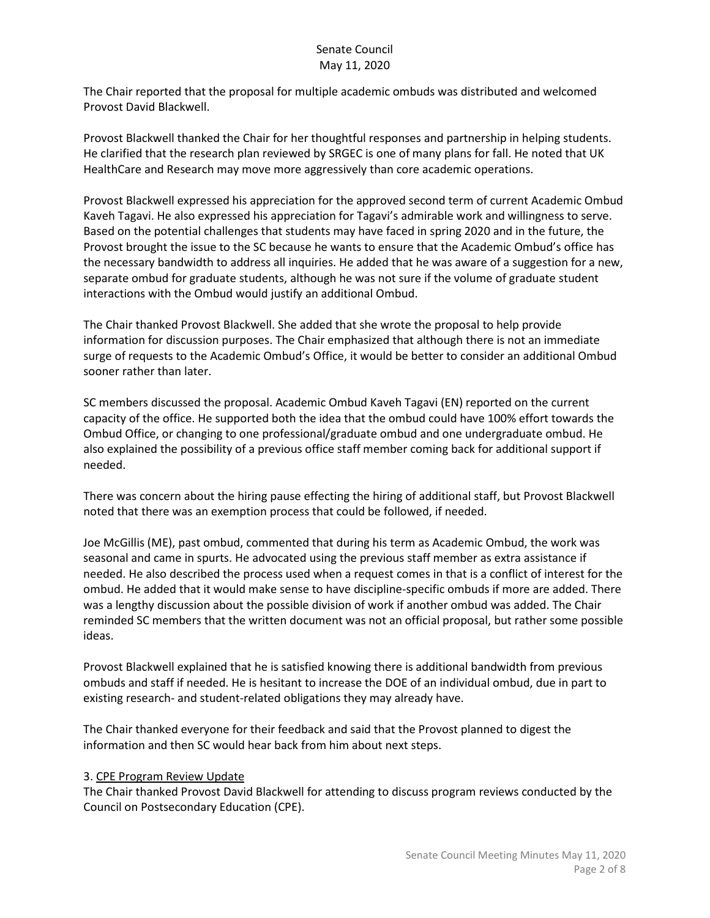The Chair reported that the proposal for multiple academic ombuds was distributed and welcomed Provost David Blackwell.

Provost Blackwell thanked the Chair for her thoughtful responses and partnership in helping students. He clarified that the research plan reviewed by SRGEC is one of many plans for fall. He noted that UK HealthCare and Research may move more aggressively than core academic operations.

Provost Blackwell expressed his appreciation for the approved second term of current Academic Ombud Kaveh Tagavi. He also expressed his appreciation for Tagavi's admirable work and willingness to serve. Based on the potential challenges that students may have faced in spring 2020 and in the future, the Provost brought the issue to the SC because he wants to ensure that the Academic Ombud's office has the necessary bandwidth to address all inquiries. He added that he was aware of a suggestion for a new, separate ombud for graduate students, although he was not sure if the volume of graduate student interactions with the Ombud would justify an additional Ombud.

The Chair thanked Provost Blackwell. She added that she wrote the proposal to help provide information for discussion purposes. The Chair emphasized that although there is not an immediate surge of requests to the Academic Ombud's Office, it would be better to consider an additional Ombud sooner rather than later.

SC members discussed the proposal. Academic Ombud Kaveh Tagavi (EN) reported on the current capacity of the office. He supported both the idea that the ombud could have 100% effort towards the Ombud Office, or changing to one professional/graduate ombud and one undergraduate ombud. He also explained the possibility of a previous office staff member coming back for additional support if needed.

There was concern about the hiring pause effecting the hiring of additional staff, but Provost Blackwell noted that there was an exemption process that could be followed, if needed.

Joe McGillis (ME), past ombud, commented that during his term as Academic Ombud, the work was seasonal and came in spurts. He advocated using the previous staff member as extra assistance if needed. He also described the process used when a request comes in that is a conflict of interest for the ombud. He added that it would make sense to have discipline-specific ombuds if more are added. There was a lengthy discussion about the possible division of work if another ombud was added. The Chair reminded SC members that the written document was not an official proposal, but rather some possible ideas.

Provost Blackwell explained that he is satisfied knowing there is additional bandwidth from previous ombuds and staff if needed. He is hesitant to increase the DOE of an individual ombud, due in part to existing research- and student-related obligations they may already have.

The Chair thanked everyone for their feedback and said that the Provost planned to digest the information and then SC would hear back from him about next steps.

3. CPE Program Review Update

The Chair thanked Provost David Blackwell for attending to discuss program reviews conducted by the Council on Postsecondary Education (CPE).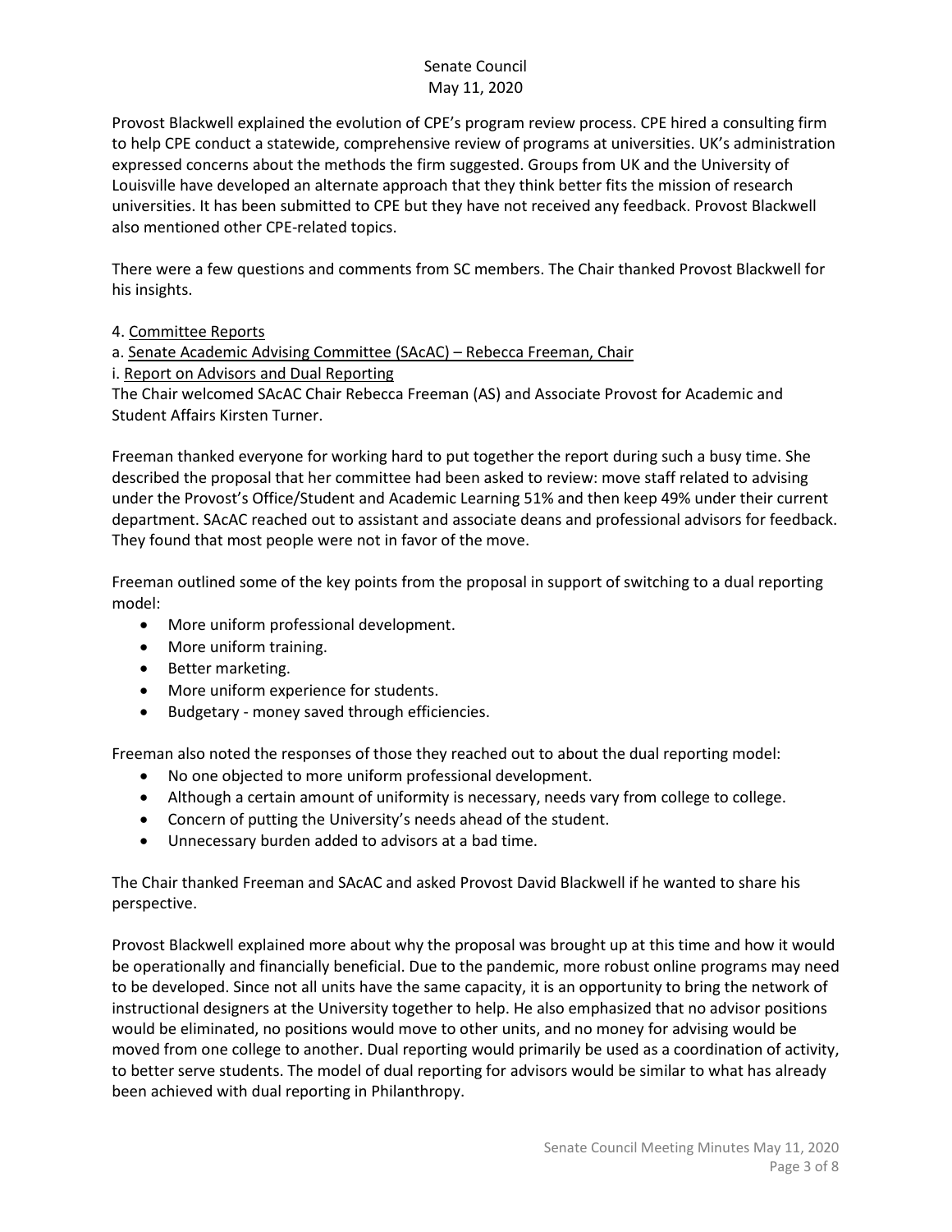Provost Blackwell explained the evolution of CPE's program review process. CPE hired a consulting firm to help CPE conduct a statewide, comprehensive review of programs at universities. UK's administration expressed concerns about the methods the firm suggested. Groups from UK and the University of Louisville have developed an alternate approach that they think better fits the mission of research universities. It has been submitted to CPE but they have not received any feedback. Provost Blackwell also mentioned other CPE-related topics.

There were a few questions and comments from SC members. The Chair thanked Provost Blackwell for his insights.

4. Committee Reports

a. Senate Academic Advising Committee (SAcAC) – Rebecca Freeman, Chair

i. Report on Advisors and Dual Reporting

The Chair welcomed SAcAC Chair Rebecca Freeman (AS) and Associate Provost for Academic and Student Affairs Kirsten Turner.

Freeman thanked everyone for working hard to put together the report during such a busy time. She described the proposal that her committee had been asked to review: move staff related to advising under the Provost's Office/Student and Academic Learning 51% and then keep 49% under their current department. SAcAC reached out to assistant and associate deans and professional advisors for feedback. They found that most people were not in favor of the move.

Freeman outlined some of the key points from the proposal in support of switching to a dual reporting model:

- More uniform professional development.
- More uniform training.
- Better marketing.
- More uniform experience for students.
- Budgetary - money saved through efficiencies.

Freeman also noted the responses of those they reached out to about the dual reporting model:

- No one objected to more uniform professional development.
- Although a certain amount of uniformity is necessary, needs vary from college to college.
- Concern of putting the University's needs ahead of the student.
- Unnecessary burden added to advisors at a bad time.

The Chair thanked Freeman and SAcAC and asked Provost David Blackwell if he wanted to share his perspective.

Provost Blackwell explained more about why the proposal was brought up at this time and how it would be operationally and financially beneficial. Due to the pandemic, more robust online programs may need to be developed. Since not all units have the same capacity, it is an opportunity to bring the network of instructional designers at the University together to help. He also emphasized that no advisor positions would be eliminated, no positions would move to other units, and no money for advising would be moved from one college to another. Dual reporting would primarily be used as a coordination of activity, to better serve students. The model of dual reporting for advisors would be similar to what has already been achieved with dual reporting in Philanthropy.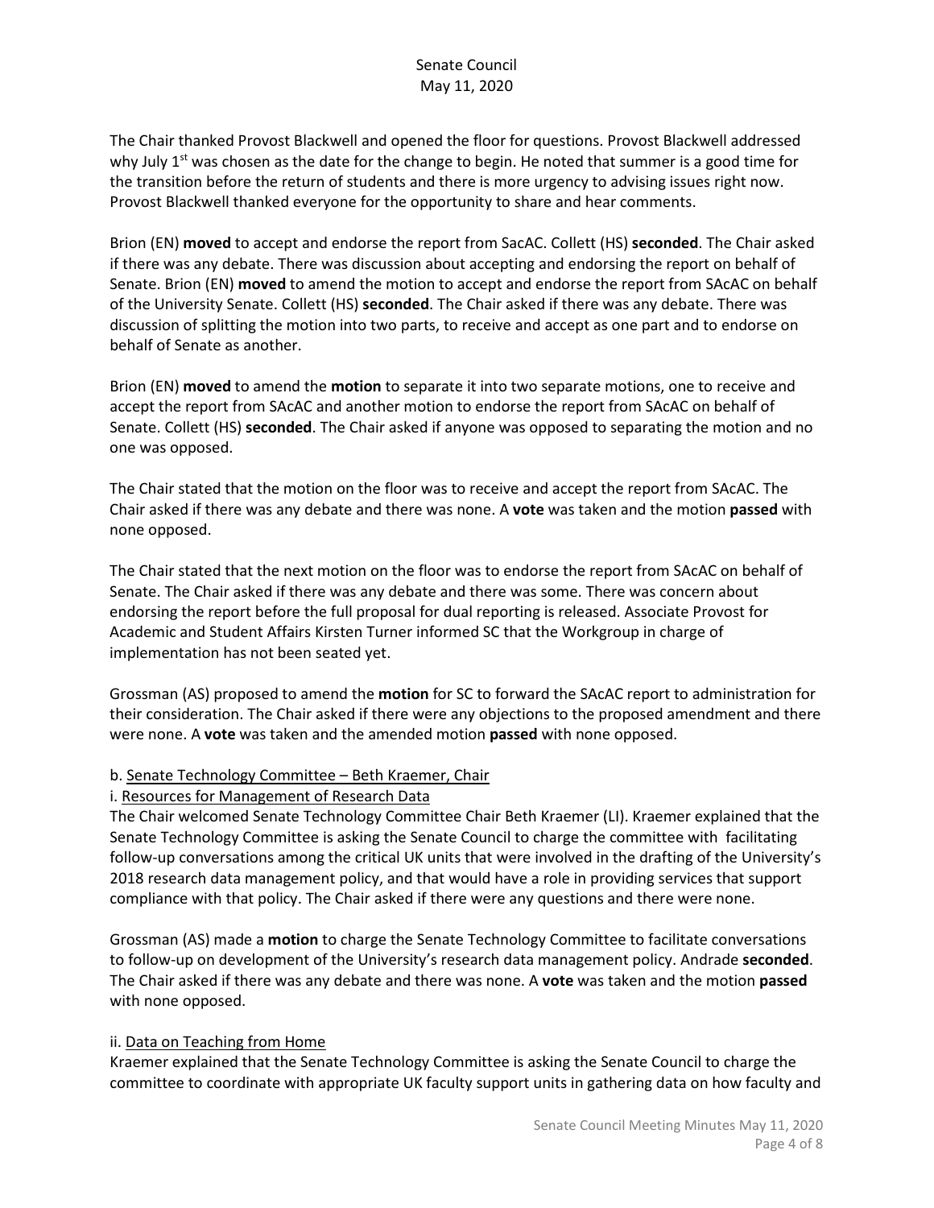The Chair thanked Provost Blackwell and opened the floor for questions. Provost Blackwell addressed why July 1st was chosen as the date for the change to begin. He noted that summer is a good time for the transition before the return of students and there is more urgency to advising issues right now. Provost Blackwell thanked everyone for the opportunity to share and hear comments.

Brion (EN) **moved** to accept and endorse the report from SacAC. Collett (HS) **seconded**. The Chair asked if there was any debate. There was discussion about accepting and endorsing the report on behalf of Senate. Brion (EN) **moved** to amend the motion to accept and endorse the report from SAcAC on behalf of the University Senate. Collett (HS) **seconded**. The Chair asked if there was any debate. There was discussion of splitting the motion into two parts, to receive and accept as one part and to endorse on behalf of Senate as another.

Brion (EN) **moved** to amend the **motion** to separate it into two separate motions, one to receive and accept the report from SAcAC and another motion to endorse the report from SAcAC on behalf of Senate. Collett (HS) **seconded**. The Chair asked if anyone was opposed to separating the motion and no one was opposed.

The Chair stated that the motion on the floor was to receive and accept the report from SAcAC. The Chair asked if there was any debate and there was none. A **vote** was taken and the motion **passed** with none opposed.

The Chair stated that the next motion on the floor was to endorse the report from SAcAC on behalf of Senate. The Chair asked if there was any debate and there was some. There was concern about endorsing the report before the full proposal for dual reporting is released. Associate Provost for Academic and Student Affairs Kirsten Turner informed SC that the Workgroup in charge of implementation has not been seated yet.

Grossman (AS) proposed to amend the **motion** for SC to forward the SAcAC report to administration for their consideration. The Chair asked if there were any objections to the proposed amendment and there were none. A **vote** was taken and the amended motion **passed** with none opposed.

b. Senate Technology Committee – Beth Kraemer, Chair

i. Resources for Management of Research Data

The Chair welcomed Senate Technology Committee Chair Beth Kraemer (LI). Kraemer explained that the Senate Technology Committee is asking the Senate Council to charge the committee with facilitating follow-up conversations among the critical UK units that were involved in the drafting of the University's 2018 research data management policy, and that would have a role in providing services that support compliance with that policy. The Chair asked if there were any questions and there were none.

Grossman (AS) made a **motion** to charge the Senate Technology Committee to facilitate conversations to follow-up on development of the University's research data management policy. Andrade **seconded**. The Chair asked if there was any debate and there was none. A **vote** was taken and the motion **passed** with none opposed.

ii. Data on Teaching from Home

Kraemer explained that the Senate Technology Committee is asking the Senate Council to charge the committee to coordinate with appropriate UK faculty support units in gathering data on how faculty and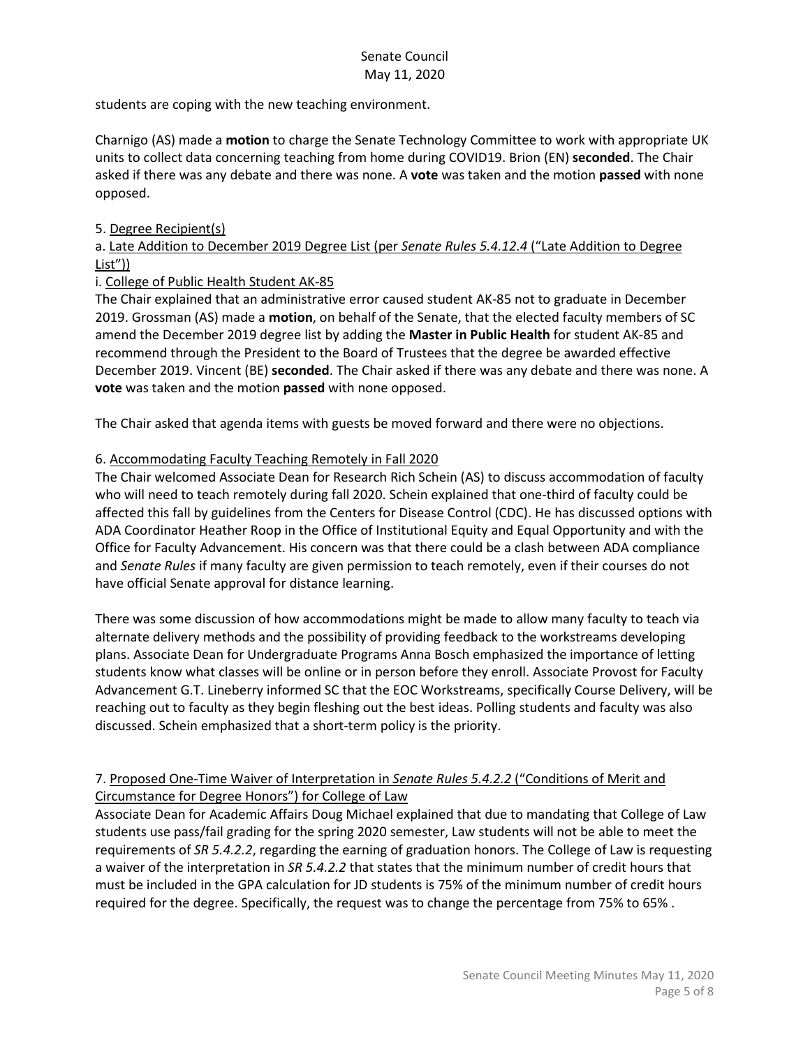students are coping with the new teaching environment.

Charnigo (AS) made a **motion** to charge the Senate Technology Committee to work with appropriate UK units to collect data concerning teaching from home during COVID19. Brion (EN) **seconded**. The Chair asked if there was any debate and there was none. A **vote** was taken and the motion **passed** with none opposed.

5. <u>Degree Recipient(s)</u>

a. <u>Late Addition to December 2019 Degree List (per *Senate Rules 5.4.12.4* ("Late Addition to Degree List"))</u>

i. <u>College of Public Health Student AK-85</u>

The Chair explained that an administrative error caused student AK-85 not to graduate in December 2019. Grossman (AS) made a **motion**, on behalf of the Senate, that the elected faculty members of SC amend the December 2019 degree list by adding the **Master in Public Health** for student AK-85 and recommend through the President to the Board of Trustees that the degree be awarded effective December 2019. Vincent (BE) **seconded**. The Chair asked if there was any debate and there was none. A **vote** was taken and the motion **passed** with none opposed.

The Chair asked that agenda items with guests be moved forward and there were no objections.

6. <u>Accommodating Faculty Teaching Remotely in Fall 2020</u>

The Chair welcomed Associate Dean for Research Rich Schein (AS) to discuss accommodation of faculty who will need to teach remotely during fall 2020. Schein explained that one-third of faculty could be affected this fall by guidelines from the Centers for Disease Control (CDC). He has discussed options with ADA Coordinator Heather Roop in the Office of Institutional Equity and Equal Opportunity and with the Office for Faculty Advancement. His concern was that there could be a clash between ADA compliance and *Senate Rules* if many faculty are given permission to teach remotely, even if their courses do not have official Senate approval for distance learning.

There was some discussion of how accommodations might be made to allow many faculty to teach via alternate delivery methods and the possibility of providing feedback to the workstreams developing plans. Associate Dean for Undergraduate Programs Anna Bosch emphasized the importance of letting students know what classes will be online or in person before they enroll. Associate Provost for Faculty Advancement G.T. Lineberry informed SC that the EOC Workstreams, specifically Course Delivery, will be reaching out to faculty as they begin fleshing out the best ideas. Polling students and faculty was also discussed. Schein emphasized that a short-term policy is the priority.

7. <u>Proposed One-Time Waiver of Interpretation in *Senate Rules 5.4.2.2* ("Conditions of Merit and Circumstance for Degree Honors") for College of Law</u>

Associate Dean for Academic Affairs Doug Michael explained that due to mandating that College of Law students use pass/fail grading for the spring 2020 semester, Law students will not be able to meet the requirements of *SR 5.4.2.2*, regarding the earning of graduation honors. The College of Law is requesting a waiver of the interpretation in *SR 5.4.2.2* that states that the minimum number of credit hours that must be included in the GPA calculation for JD students is 75% of the minimum number of credit hours required for the degree. Specifically, the request was to change the percentage from 75% to 65% .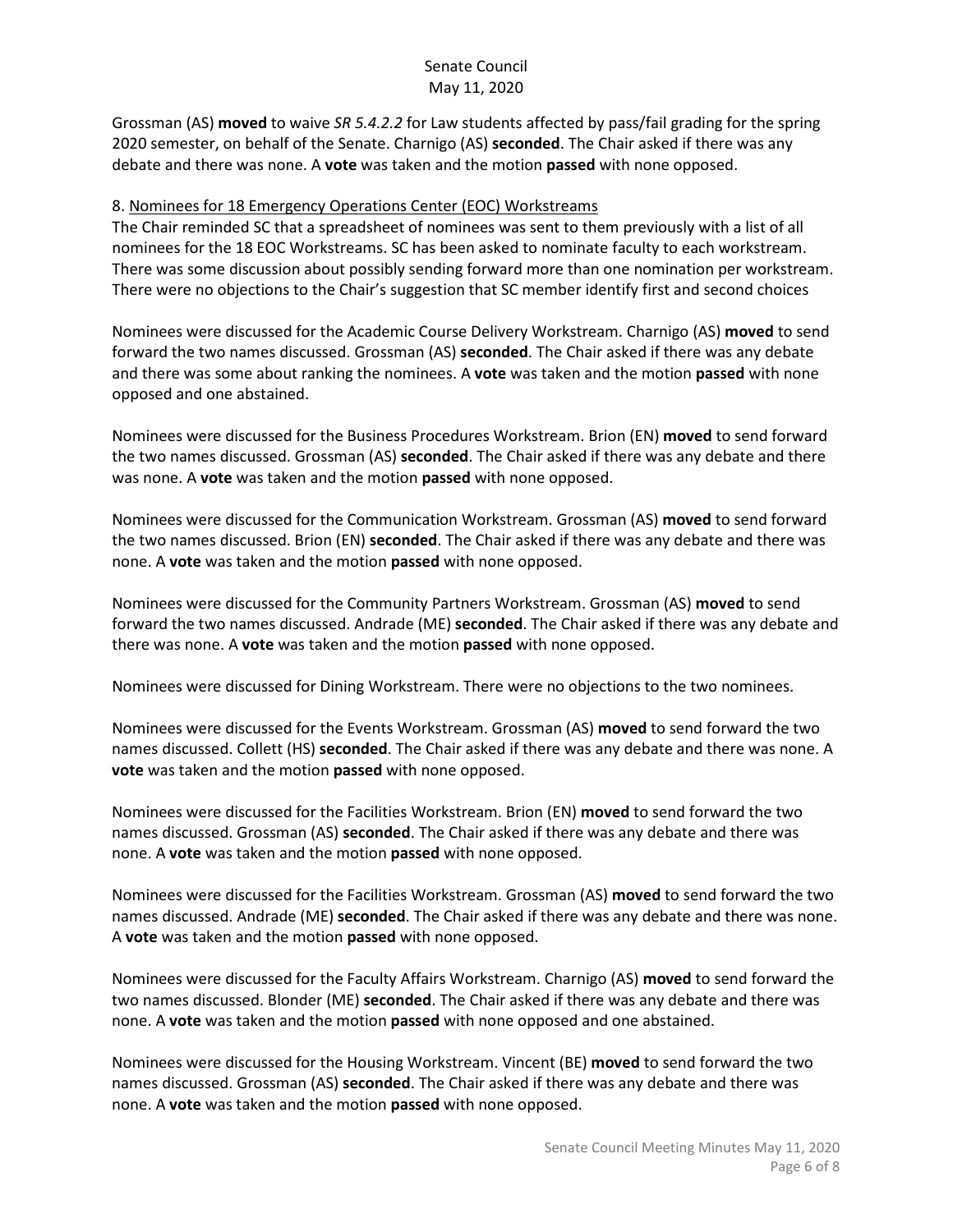Grossman (AS) **moved** to waive *SR 5.4.2.2* for Law students affected by pass/fail grading for the spring 2020 semester, on behalf of the Senate. Charnigo (AS) **seconded**. The Chair asked if there was any debate and there was none. A **vote** was taken and the motion **passed** with none opposed.

8. Nominees for 18 Emergency Operations Center (EOC) Workstreams

The Chair reminded SC that a spreadsheet of nominees was sent to them previously with a list of all nominees for the 18 EOC Workstreams. SC has been asked to nominate faculty to each workstream. There was some discussion about possibly sending forward more than one nomination per workstream. There were no objections to the Chair's suggestion that SC member identify first and second choices

Nominees were discussed for the Academic Course Delivery Workstream. Charnigo (AS) **moved** to send forward the two names discussed. Grossman (AS) **seconded**. The Chair asked if there was any debate and there was some about ranking the nominees. A **vote** was taken and the motion **passed** with none opposed and one abstained.

Nominees were discussed for the Business Procedures Workstream. Brion (EN) **moved** to send forward the two names discussed. Grossman (AS) **seconded**. The Chair asked if there was any debate and there was none. A **vote** was taken and the motion **passed** with none opposed.

Nominees were discussed for the Communication Workstream. Grossman (AS) **moved** to send forward the two names discussed. Brion (EN) **seconded**. The Chair asked if there was any debate and there was none. A **vote** was taken and the motion **passed** with none opposed.

Nominees were discussed for the Community Partners Workstream. Grossman (AS) **moved** to send forward the two names discussed. Andrade (ME) **seconded**. The Chair asked if there was any debate and there was none. A **vote** was taken and the motion **passed** with none opposed.

Nominees were discussed for Dining Workstream. There were no objections to the two nominees.

Nominees were discussed for the Events Workstream. Grossman (AS) **moved** to send forward the two names discussed. Collett (HS) **seconded**. The Chair asked if there was any debate and there was none. A **vote** was taken and the motion **passed** with none opposed.

Nominees were discussed for the Facilities Workstream. Brion (EN) **moved** to send forward the two names discussed. Grossman (AS) **seconded**. The Chair asked if there was any debate and there was none. A **vote** was taken and the motion **passed** with none opposed.

Nominees were discussed for the Facilities Workstream. Grossman (AS) **moved** to send forward the two names discussed. Andrade (ME) **seconded**. The Chair asked if there was any debate and there was none. A **vote** was taken and the motion **passed** with none opposed.

Nominees were discussed for the Faculty Affairs Workstream. Charnigo (AS) **moved** to send forward the two names discussed. Blonder (ME) **seconded**. The Chair asked if there was any debate and there was none. A **vote** was taken and the motion **passed** with none opposed and one abstained.

Nominees were discussed for the Housing Workstream. Vincent (BE) **moved** to send forward the two names discussed. Grossman (AS) **seconded**. The Chair asked if there was any debate and there was none. A **vote** was taken and the motion **passed** with none opposed.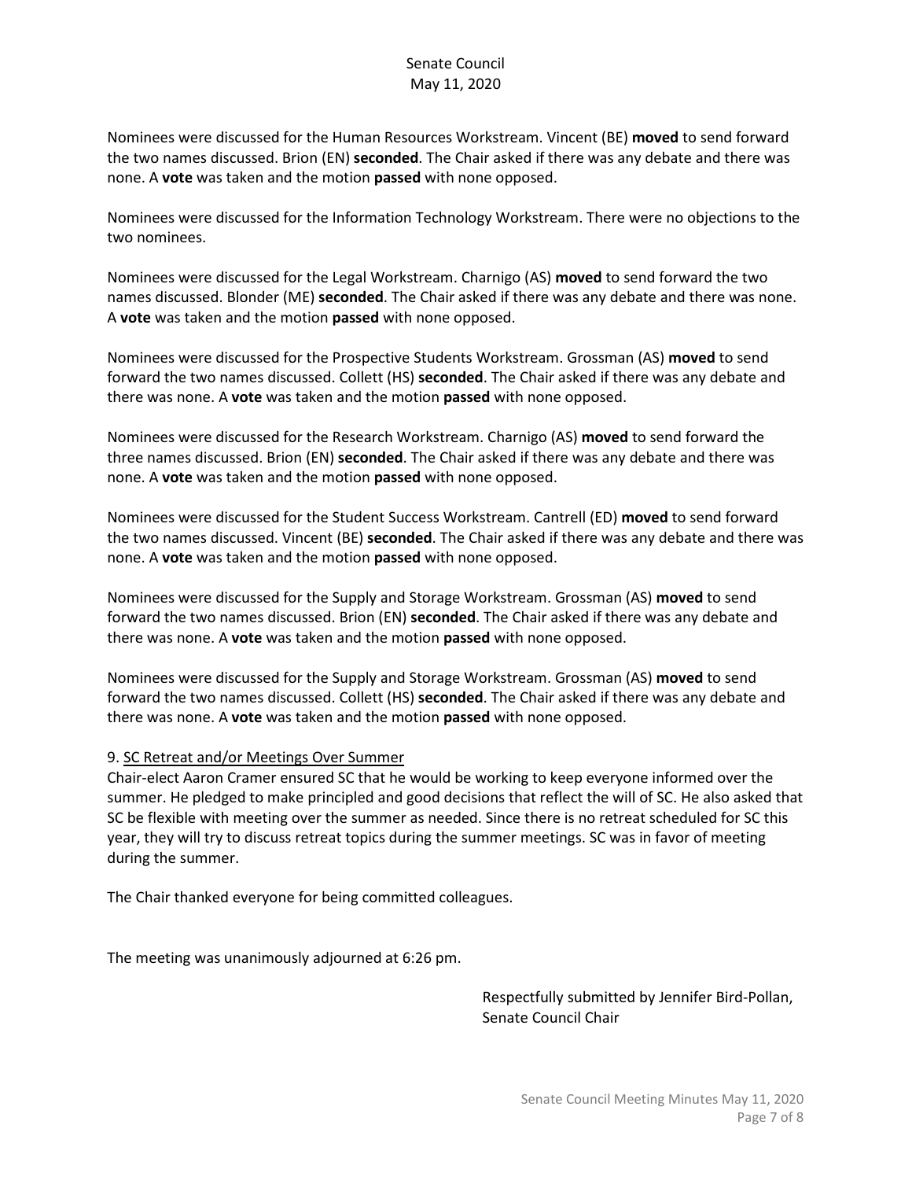Nominees were discussed for the Human Resources Workstream. Vincent (BE) **moved** to send forward the two names discussed. Brion (EN) **seconded**. The Chair asked if there was any debate and there was none. A **vote** was taken and the motion **passed** with none opposed.

Nominees were discussed for the Information Technology Workstream. There were no objections to the two nominees.

Nominees were discussed for the Legal Workstream. Charnigo (AS) **moved** to send forward the two names discussed. Blonder (ME) **seconded**. The Chair asked if there was any debate and there was none. A **vote** was taken and the motion **passed** with none opposed.

Nominees were discussed for the Prospective Students Workstream. Grossman (AS) **moved** to send forward the two names discussed. Collett (HS) **seconded**. The Chair asked if there was any debate and there was none. A **vote** was taken and the motion **passed** with none opposed.

Nominees were discussed for the Research Workstream. Charnigo (AS) **moved** to send forward the three names discussed. Brion (EN) **seconded**. The Chair asked if there was any debate and there was none. A **vote** was taken and the motion **passed** with none opposed.

Nominees were discussed for the Student Success Workstream. Cantrell (ED) **moved** to send forward the two names discussed. Vincent (BE) **seconded**. The Chair asked if there was any debate and there was none. A **vote** was taken and the motion **passed** with none opposed.

Nominees were discussed for the Supply and Storage Workstream. Grossman (AS) **moved** to send forward the two names discussed. Brion (EN) **seconded**. The Chair asked if there was any debate and there was none. A **vote** was taken and the motion **passed** with none opposed.

Nominees were discussed for the Supply and Storage Workstream. Grossman (AS) **moved** to send forward the two names discussed. Collett (HS) **seconded**. The Chair asked if there was any debate and there was none. A **vote** was taken and the motion **passed** with none opposed.

9. SC Retreat and/or Meetings Over Summer

Chair-elect Aaron Cramer ensured SC that he would be working to keep everyone informed over the summer. He pledged to make principled and good decisions that reflect the will of SC. He also asked that SC be flexible with meeting over the summer as needed. Since there is no retreat scheduled for SC this year, they will try to discuss retreat topics during the summer meetings. SC was in favor of meeting during the summer.

The Chair thanked everyone for being committed colleagues.

The meeting was unanimously adjourned at 6:26 pm.

Respectfully submitted by Jennifer Bird-Pollan,
Senate Council Chair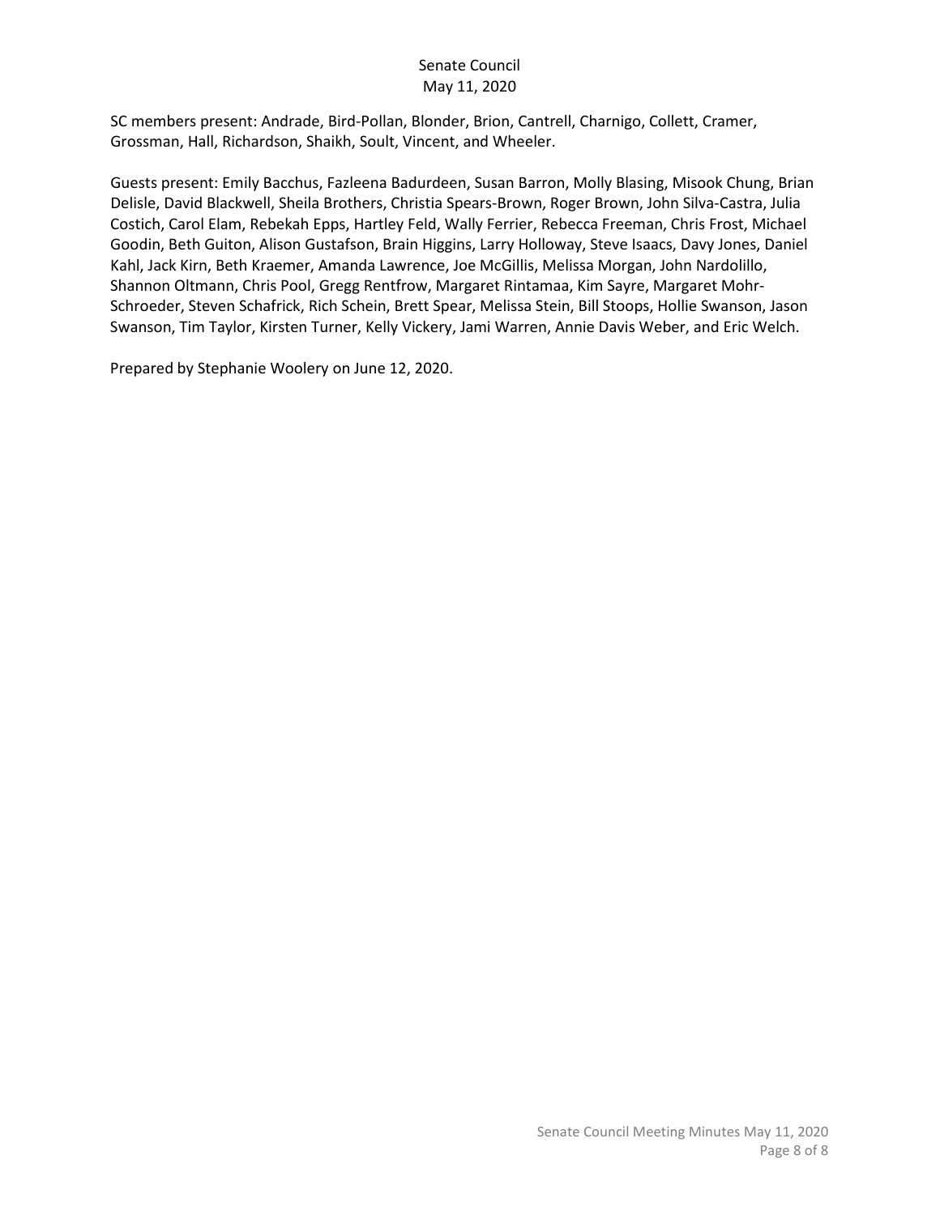SC members present: Andrade, Bird-Pollan, Blonder, Brion, Cantrell, Charnigo, Collett, Cramer, Grossman, Hall, Richardson, Shaikh, Soult, Vincent, and Wheeler.

Guests present: Emily Bacchus, Fazleena Badurdeen, Susan Barron, Molly Blasing, Misook Chung, Brian Delisle, David Blackwell, Sheila Brothers, Christia Spears-Brown, Roger Brown, John Silva-Castra, Julia Costich, Carol Elam, Rebekah Epps, Hartley Feld, Wally Ferrier, Rebecca Freeman, Chris Frost, Michael Goodin, Beth Guiton, Alison Gustafson, Brain Higgins, Larry Holloway, Steve Isaacs, Davy Jones, Daniel Kahl, Jack Kirn, Beth Kraemer, Amanda Lawrence, Joe McGillis, Melissa Morgan, John Nardolillo, Shannon Oltmann, Chris Pool, Gregg Rentfrow, Margaret Rintamaa, Kim Sayre, Margaret Mohr-Schroeder, Steven Schafrick, Rich Schein, Brett Spear, Melissa Stein, Bill Stoops, Hollie Swanson, Jason Swanson, Tim Taylor, Kirsten Turner, Kelly Vickery, Jami Warren, Annie Davis Weber, and Eric Welch.

Prepared by Stephanie Woolery on June 12, 2020.